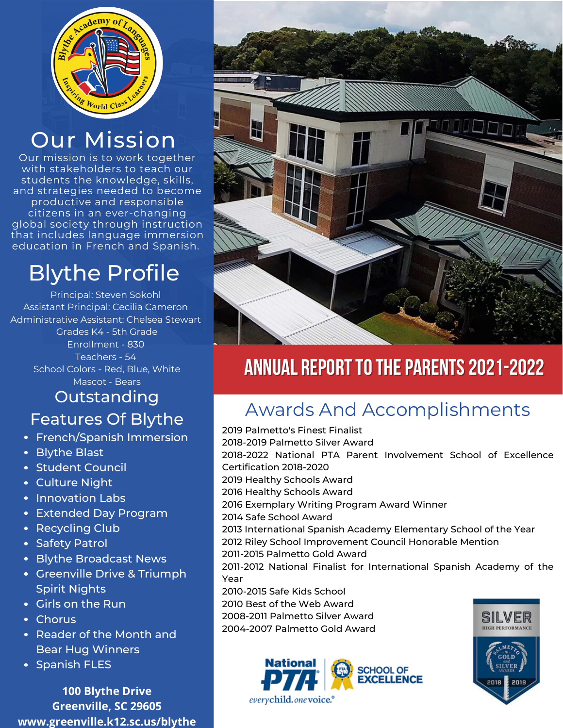# ANNUAL REPORT TO THE PARENTS 2021-2022

## Our Mission

Our mission is to work together with stakeholders to teach our students the knowledge, skills, and strategies needed to become productive and responsible citizens in an ever-changing global society through instruction that includes language immersion education in French and Spanish.

## Blythe Profile

Principal: Steven Sokohl
Assistant Principal: Cecilia Cameron
Administrative Assistant: Chelsea Stewart
Grades K4 - 5th Grade
Enrollment - 830
Teachers - 54
School Colors - Red, Blue, White
Mascot - Bears

## Outstanding Features Of Blythe

- French/Spanish Immersion
- Blythe Blast
- Student Council
- Culture Night
- Innovation Labs
- Extended Day Program
- Recycling Club
- Safety Patrol
- Blythe Broadcast News
- Greenville Drive & Triumph Spirit Nights
- Girls on the Run
- Chorus
- Reader of the Month and Bear Hug Winners
- Spanish FLES

**100 Blythe Drive**
**Greenville, SC 29605**
**www.greenville.k12.sc.us/blythe**

## Awards And Accomplishments

2019 Palmetto's Finest Finalist
2018-2019 Palmetto Silver Award
2018-2022 National PTA Parent Involvement School of Excellence Certification 2018-2020
2019 Healthy Schools Award
2016 Healthy Schools Award
2016 Exemplary Writing Program Award Winner
2014 Safe School Award
2013 International Spanish Academy Elementary School of the Year
2012 Riley School Improvement Council Honorable Mention
2011-2015 Palmetto Gold Award
2011-2012 National Finalist for International Spanish Academy of the Year
2010-2015 Safe Kids School
2010 Best of the Web Award
2008-2011 Palmetto Silver Award
2004-2007 Palmetto Gold Award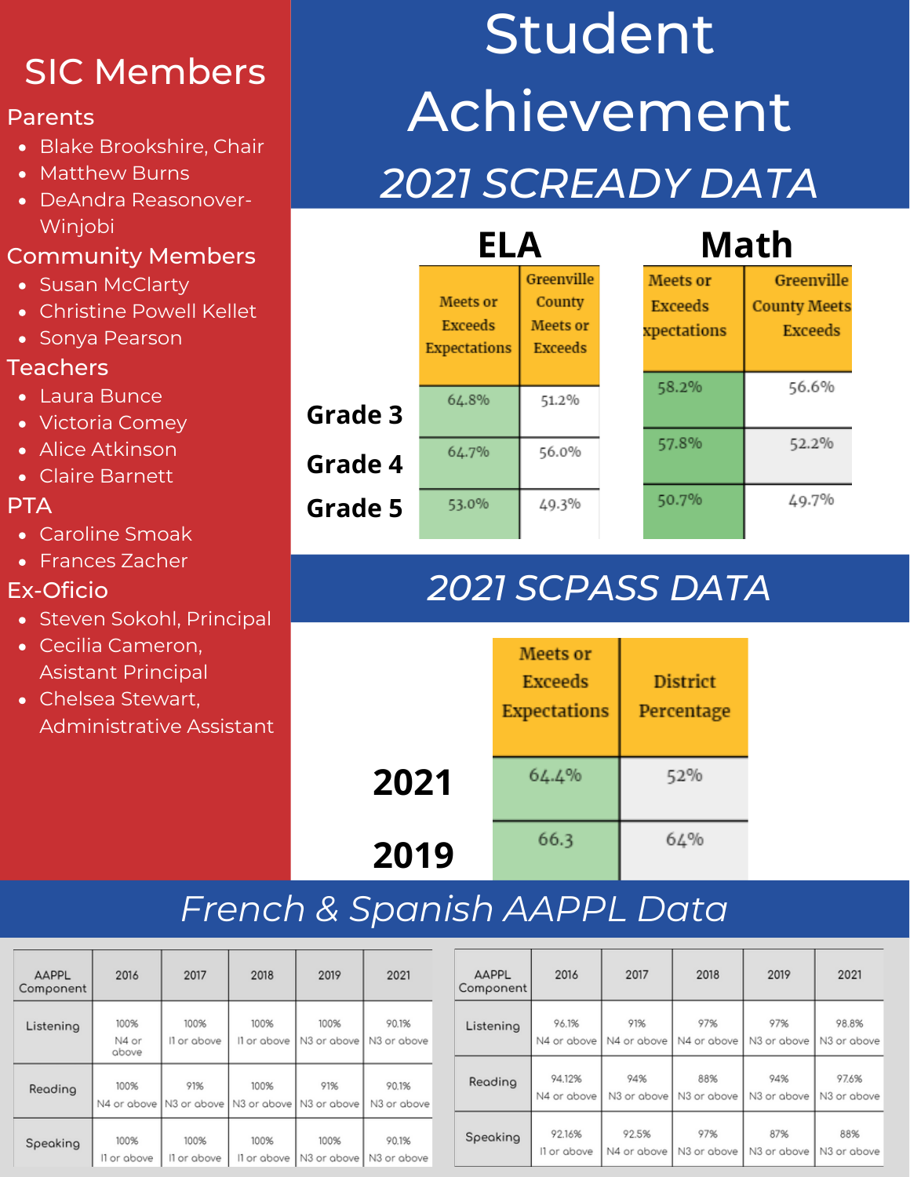## SIC Members

### Parents

- Blake Brookshire, Chair
- Matthew Burns
- DeAndra Reasonover-Winjobi

### Community Members

- Susan McClarty
- Christine Powell Kellet
- Sonya Pearson

### Teachers

- Laura Bunce
- Victoria Comey
- Alice Atkinson
- Claire Barnett

### PTA

- Caroline Smoak
- Frances Zacher

### Ex-Oficio

- Steven Sokohl, Principal
- Cecilia Cameron, Asistant Principal
- Chelsea Stewart, Administrative Assistant

# Student Achievement

## *2021 SCREADY DATA*

### ELA

| | Meets or Exceeds Expectations | Greenville County Meets or Exceeds |
|---|---|---|
| Grade 3 | 64.8% | 51.2% |
| Grade 4 | 64.7% | 56.0% |
| Grade 5 | 53.0% | 49.3% |

### Math

| | Meets or Exceeds xpectations | Greenville County Meets Exceeds |
|---|---|---|
| Grade 3 | 58.2% | 56.6% |
| Grade 4 | 57.8% | 52.2% |
| Grade 5 | 50.7% | 49.7% |

## *2021 SCPASS DATA*

| | Meets or Exceeds Expectations | District Percentage |
|---|---|---|
| 2021 | 64.4% | 52% |
| 2019 | 66.3 | 64% |

## *French & Spanish AAPPL Data*

| AAPPL Component | 2016 | 2017 | 2018 | 2019 | 2021 |
|---|---|---|---|---|---|
| Listening | 100% N4 or above | 100% I1 or above | 100% I1 or above | 100% N3 or above | 90.1% N3 or above |
| Reading | 100% N4 or above | 91% N3 or above | 100% N3 or above | 91% N3 or above | 90.1% N3 or above |
| Speaking | 100% I1 or above | 100% I1 or above | 100% I1 or above | 100% N3 or above | 90.1% N3 or above |

| AAPPL Component | 2016 | 2017 | 2018 | 2019 | 2021 |
|---|---|---|---|---|---|
| Listening | 96.1% N4 or above | 91% N4 or above | 97% N4 or above | 97% N3 or above | 98.8% N3 or above |
| Reading | 94.12% N4 or above | 94% N3 or above | 88% N3 or above | 94% N3 or above | 97.6% N3 or above |
| Speaking | 92.16% I1 or above | 92.5% N4 or above | 97% N3 or above | 87% N3 or above | 88% N3 or above |